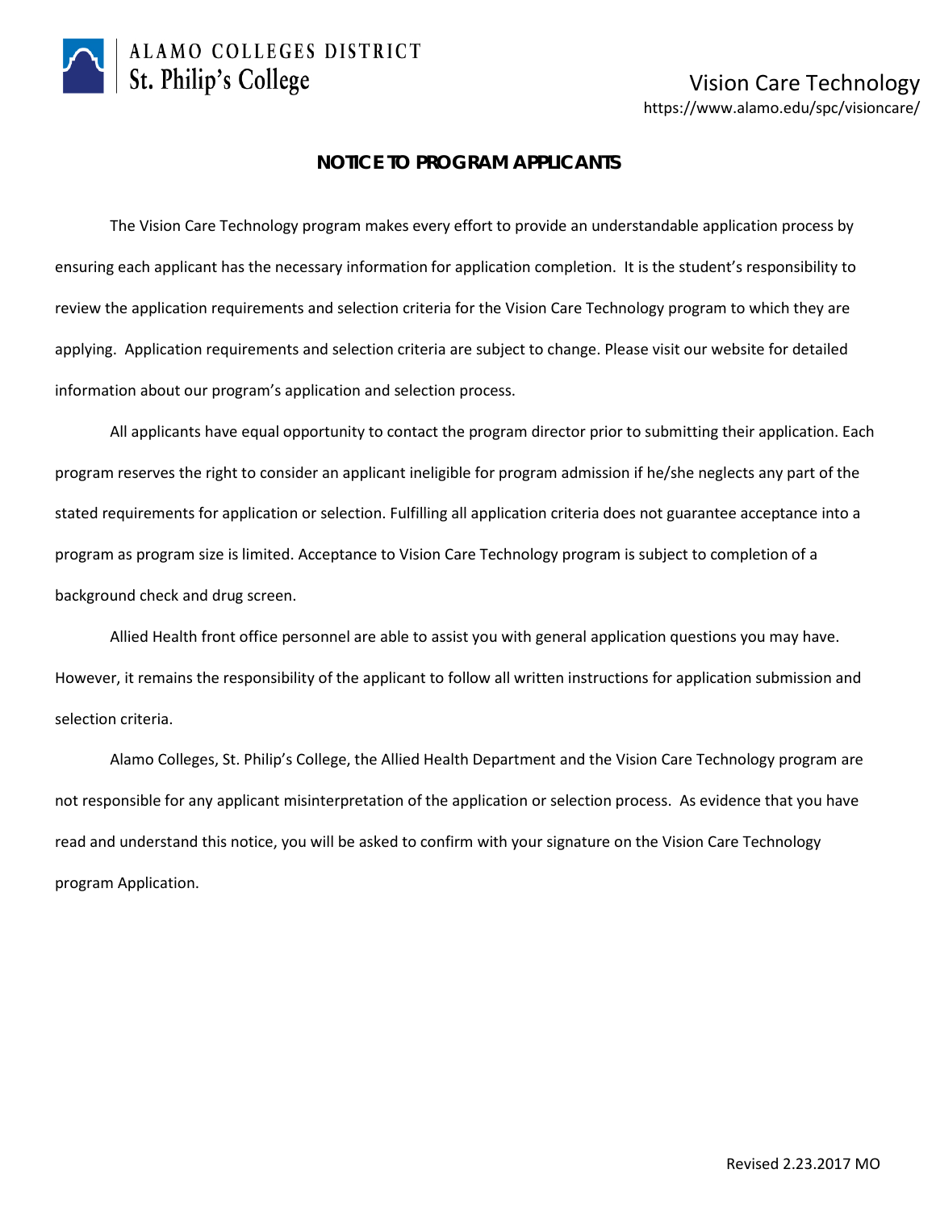ALAMO COLLEGES DISTRICT
St. Philip's College

Vision Care Technology
https://www.alamo.edu/spc/visioncare/

## NOTICE TO PROGRAM APPLICANTS

The Vision Care Technology program makes every effort to provide an understandable application process by ensuring each applicant has the necessary information for application completion. It is the student's responsibility to review the application requirements and selection criteria for the Vision Care Technology program to which they are applying. Application requirements and selection criteria are subject to change. Please visit our website for detailed information about our program's application and selection process.

All applicants have equal opportunity to contact the program director prior to submitting their application. Each program reserves the right to consider an applicant ineligible for program admission if he/she neglects any part of the stated requirements for application or selection. Fulfilling all application criteria does not guarantee acceptance into a program as program size is limited. Acceptance to Vision Care Technology program is subject to completion of a background check and drug screen.

Allied Health front office personnel are able to assist you with general application questions you may have. However, it remains the responsibility of the applicant to follow all written instructions for application submission and selection criteria.

Alamo Colleges, St. Philip's College, the Allied Health Department and the Vision Care Technology program are not responsible for any applicant misinterpretation of the application or selection process. As evidence that you have read and understand this notice, you will be asked to confirm with your signature on the Vision Care Technology program Application.

Revised 2.23.2017 MO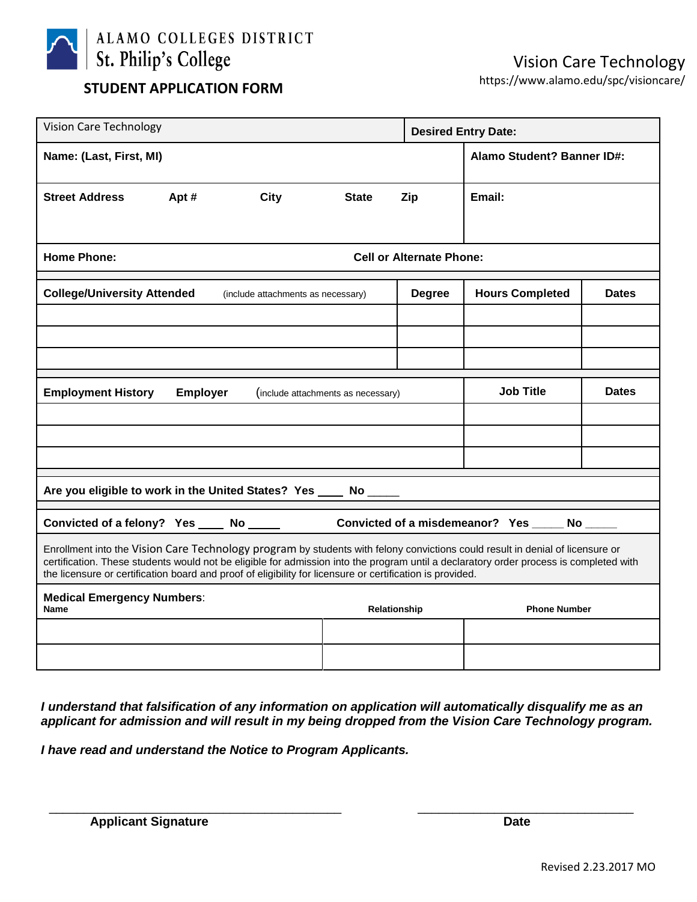ALAMO COLLEGES DISTRICT
St. Philip's College

# STUDENT APPLICATION FORM

Vision Care Technology
https://www.alamo.edu/spc/visioncare/

| Vision Care Technology | **Desired Entry Date:** |
|---|---|
| **Name: (Last, First, MI)** | **Alamo Student? Banner ID#:** |
| **Street Address** **Apt #** **City** **State** **Zip** | **Email:** |
| **Home Phone:** | **Cell or Alternate Phone:** |

| **College/University Attended** (include attachments as necessary) | **Degree** | **Hours Completed** | **Dates** |
|---|---|---|---|
| | | | |
| | | | |
| | | | |

| **Employment History** **Employer** (include attachments as necessary) | **Job Title** | **Dates** |
|---|---|---|
| | | |
| | | |
| | | |

**Are you eligible to work in the United States? Yes ____ No _____**

**Convicted of a felony? Yes ____ No _____** **Convicted of a misdemeanor? Yes _____ No _____**

Enrollment into the Vision Care Technology program by students with felony convictions could result in denial of licensure or certification. These students would not be eligible for admission into the program until a declaratory order process is completed with the licensure or certification board and proof of eligibility for licensure or certification is provided.

**Medical Emergency Numbers**:

| **Name** | **Relationship** | **Phone Number** |
|---|---|---|
| | | |
| | | |

***I understand that falsification of any information on application will automatically disqualify me as an applicant for admission and will result in my being dropped from the Vision Care Technology program.***

***I have read and understand the Notice to Program Applicants.***

_____________________________________________ **Applicant Signature**

_________________________________ **Date**

Revised 2.23.2017 MO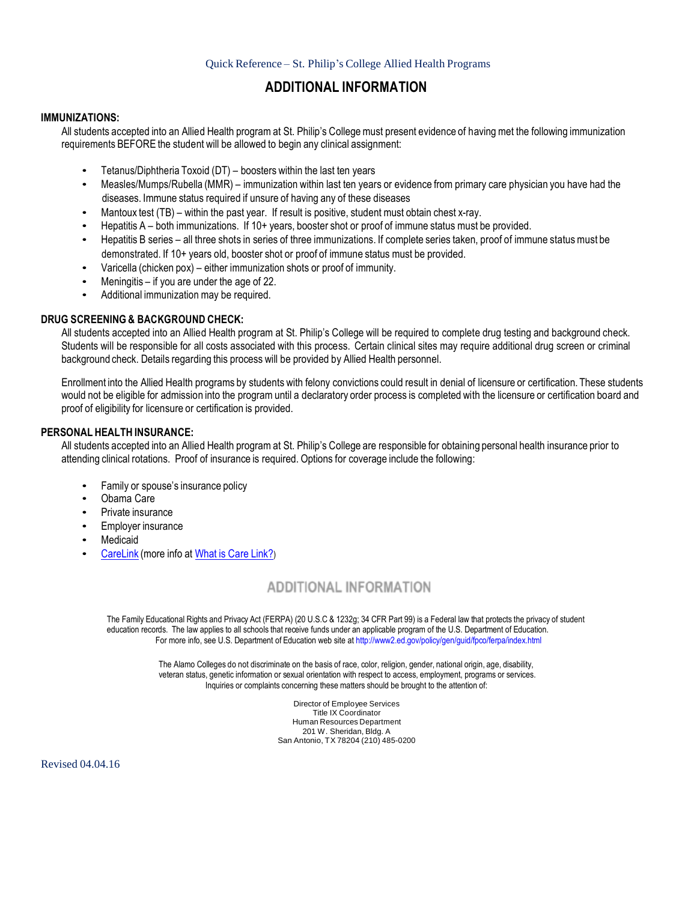Quick Reference – St. Philip's College Allied Health Programs

# ADDITIONAL INFORMATION

### IMMUNIZATIONS:

All students accepted into an Allied Health program at St. Philip's College must present evidence of having met the following immunization requirements BEFORE the student will be allowed to begin any clinical assignment:

- Tetanus/Diphtheria Toxoid (DT) – boosters within the last ten years
- Measles/Mumps/Rubella (MMR) – immunization within last ten years or evidence from primary care physician you have had the diseases. Immune status required if unsure of having any of these diseases
- Mantoux test (TB) – within the past year. If result is positive, student must obtain chest x-ray.
- Hepatitis A – both immunizations. If 10+ years, booster shot or proof of immune status must be provided.
- Hepatitis B series – all three shots in series of three immunizations. If complete series taken, proof of immune status must be demonstrated. If 10+ years old, booster shot or proof of immune status must be provided.
- Varicella (chicken pox) – either immunization shots or proof of immunity.
- Meningitis – if you are under the age of 22.
- Additional immunization may be required.

### DRUG SCREENING & BACKGROUND CHECK:

All students accepted into an Allied Health program at St. Philip's College will be required to complete drug testing and background check. Students will be responsible for all costs associated with this process. Certain clinical sites may require additional drug screen or criminal background check. Details regarding this process will be provided by Allied Health personnel.

Enrollment into the Allied Health programs by students with felony convictions could result in denial of licensure or certification. These students would not be eligible for admission into the program until a declaratory order process is completed with the licensure or certification board and proof of eligibility for licensure or certification is provided.

### PERSONAL HEALTH INSURANCE:

All students accepted into an Allied Health program at St. Philip's College are responsible for obtaining personal health insurance prior to attending clinical rotations. Proof of insurance is required. Options for coverage include the following:

- Family or spouse's insurance policy
- Obama Care
- Private insurance
- Employer insurance
- Medicaid
- CareLink (more info at What is Care Link?)

## ADDITIONAL INFORMATION

The Family Educational Rights and Privacy Act (FERPA) (20 U.S.C & 1232g; 34 CFR Part 99) is a Federal law that protects the privacy of student education records. The law applies to all schools that receive funds under an applicable program of the U.S. Department of Education. For more info, see U.S. Department of Education web site at http://www2.ed.gov/policy/gen/guid/fpco/ferpa/index.html

The Alamo Colleges do not discriminate on the basis of race, color, religion, gender, national origin, age, disability, veteran status, genetic information or sexual orientation with respect to access, employment, programs or services. Inquiries or complaints concerning these matters should be brought to the attention of:

Director of Employee Services
Title IX Coordinator
Human Resources Department
201 W. Sheridan, Bldg. A
San Antonio, TX 78204 (210) 485-0200

Revised 04.04.16